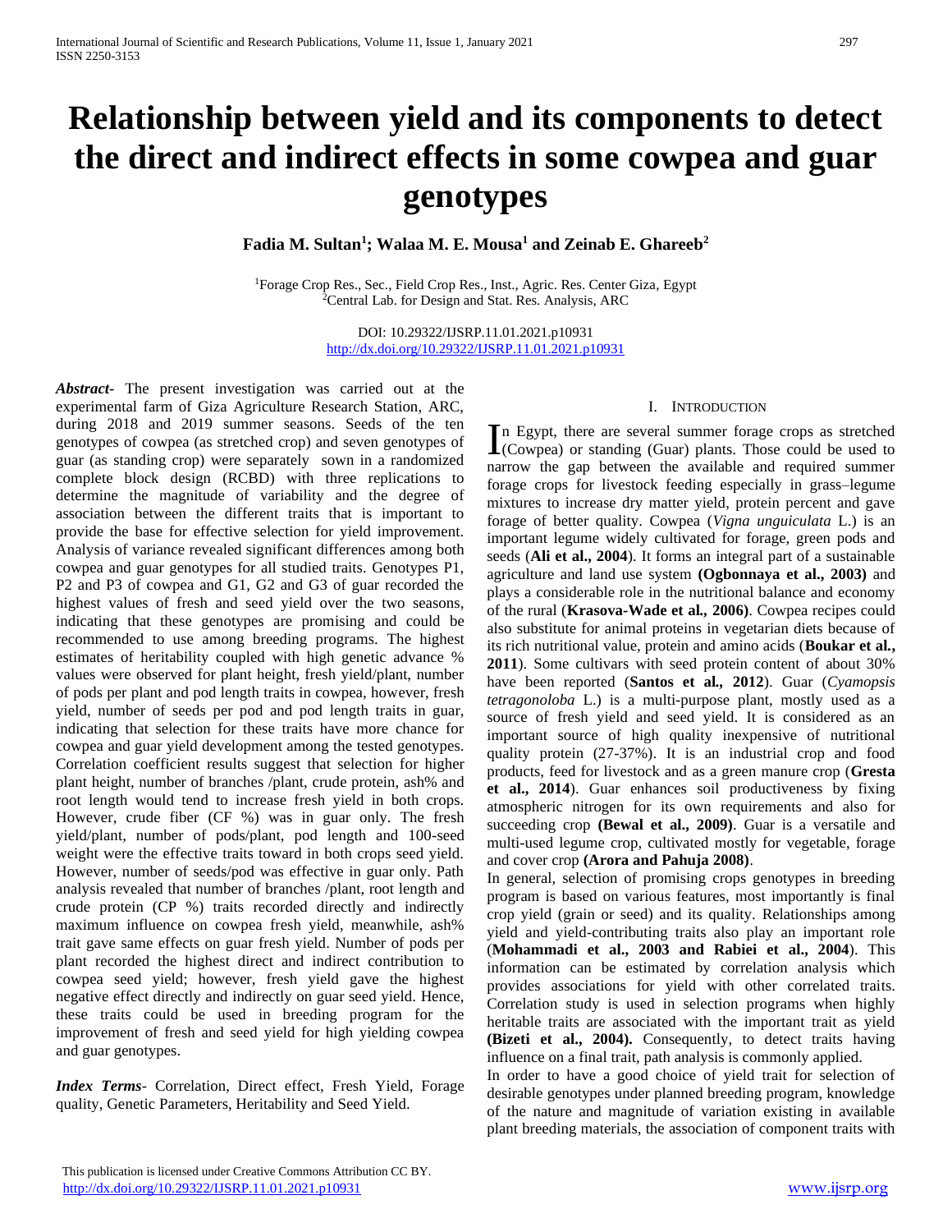# Relationship between yield and its components to detect the direct and indirect effects in some cowpea and guar genotypes

**Fadia M. Sultan[1]; Walaa M. E. Mousa[1] and Zeinab E. Ghareeb[2]**

[1]Forage Crop Res., Sec., Field Crop Res., Inst., Agric. Res. Center Giza, Egypt
[2]Central Lab. for Design and Stat. Res. Analysis, ARC

DOI: 10.29322/IJSRP.11.01.2021.p10931
http://dx.doi.org/10.29322/IJSRP.11.01.2021.p10931

***Abstract***- The present investigation was carried out at the experimental farm of Giza Agriculture Research Station, ARC, during 2018 and 2019 summer seasons. Seeds of the ten genotypes of cowpea (as stretched crop) and seven genotypes of guar (as standing crop) were separately sown in a randomized complete block design (RCBD) with three replications to determine the magnitude of variability and the degree of association between the different traits that is important to provide the base for effective selection for yield improvement. Analysis of variance revealed significant differences among both cowpea and guar genotypes for all studied traits. Genotypes P1, P2 and P3 of cowpea and G1, G2 and G3 of guar recorded the highest values of fresh and seed yield over the two seasons, indicating that these genotypes are promising and could be recommended to use among breeding programs. The highest estimates of heritability coupled with high genetic advance % values were observed for plant height, fresh yield/plant, number of pods per plant and pod length traits in cowpea, however, fresh yield, number of seeds per pod and pod length traits in guar, indicating that selection for these traits have more chance for cowpea and guar yield development among the tested genotypes. Correlation coefficient results suggest that selection for higher plant height, number of branches /plant, crude protein, ash% and root length would tend to increase fresh yield in both crops. However, crude fiber (CF %) was in guar only. The fresh yield/plant, number of pods/plant, pod length and 100-seed weight were the effective traits toward in both crops seed yield. However, number of seeds/pod was effective in guar only. Path analysis revealed that number of branches /plant, root length and crude protein (CP %) traits recorded directly and indirectly maximum influence on cowpea fresh yield, meanwhile, ash% trait gave same effects on guar fresh yield. Number of pods per plant recorded the highest direct and indirect contribution to cowpea seed yield; however, fresh yield gave the highest negative effect directly and indirectly on guar seed yield. Hence, these traits could be used in breeding program for the improvement of fresh and seed yield for high yielding cowpea and guar genotypes.

***Index Terms***- Correlation, Direct effect, Fresh Yield, Forage quality, Genetic Parameters, Heritability and Seed Yield.

## I. Introduction

In Egypt, there are several summer forage crops as stretched (Cowpea) or standing (Guar) plants. Those could be used to narrow the gap between the available and required summer forage crops for livestock feeding especially in grass–legume mixtures to increase dry matter yield, protein percent and gave forage of better quality. Cowpea (*Vigna unguiculata* L.) is an important legume widely cultivated for forage, green pods and seeds (**Ali et al., 2004**). It forms an integral part of a sustainable agriculture and land use system **(Ogbonnaya et al., 2003)** and plays a considerable role in the nutritional balance and economy of the rural (**Krasova-Wade et al., 2006)**. Cowpea recipes could also substitute for animal proteins in vegetarian diets because of its rich nutritional value, protein and amino acids (**Boukar et al., 2011**). Some cultivars with seed protein content of about 30% have been reported (**Santos et al., 2012**). Guar (*Cyamopsis tetragonoloba* L.) is a multi-purpose plant, mostly used as a source of fresh yield and seed yield. It is considered as an important source of high quality inexpensive of nutritional quality protein (27-37%). It is an industrial crop and food products, feed for livestock and as a green manure crop (**Gresta et al., 2014**). Guar enhances soil productiveness by fixing atmospheric nitrogen for its own requirements and also for succeeding crop **(Bewal et al., 2009)**. Guar is a versatile and multi-used legume crop, cultivated mostly for vegetable, forage and cover crop **(Arora and Pahuja 2008)**.

In general, selection of promising crops genotypes in breeding program is based on various features, most importantly is final crop yield (grain or seed) and its quality. Relationships among yield and yield-contributing traits also play an important role (**Mohammadi et al., 2003 and Rabiei et al., 2004**). This information can be estimated by correlation analysis which provides associations for yield with other correlated traits. Correlation study is used in selection programs when highly heritable traits are associated with the important trait as yield **(Bizeti et al., 2004).** Consequently, to detect traits having influence on a final trait, path analysis is commonly applied.

In order to have a good choice of yield trait for selection of desirable genotypes under planned breeding program, knowledge of the nature and magnitude of variation existing in available plant breeding materials, the association of component traits with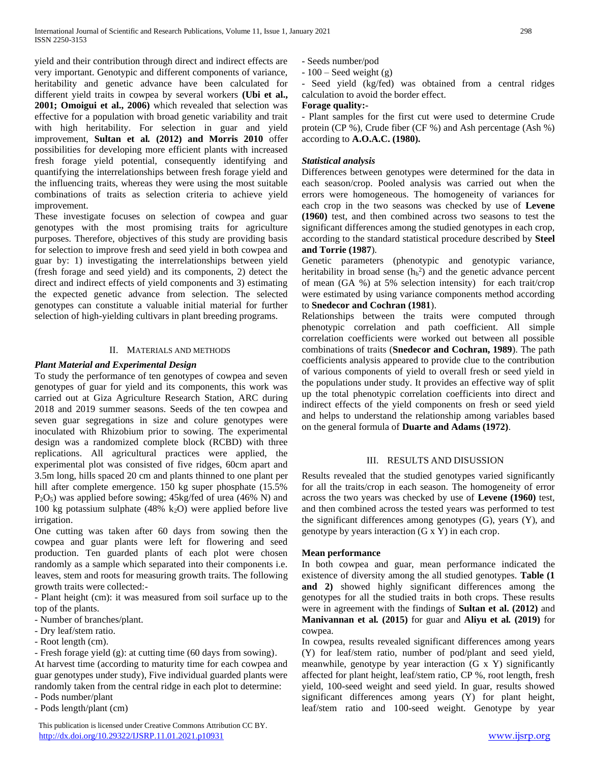yield and their contribution through direct and indirect effects are very important. Genotypic and different components of variance, heritability and genetic advance have been calculated for different yield traits in cowpea by several workers **(Ubi et al., 2001; Omoigui et al., 2006)** which revealed that selection was effective for a population with broad genetic variability and trait with high heritability. For selection in guar and yield improvement, **Sultan et al. (2012) and Morris 2010** offer possibilities for developing more efficient plants with increased fresh forage yield potential, consequently identifying and quantifying the interrelationships between fresh forage yield and the influencing traits, whereas they were using the most suitable combinations of traits as selection criteria to achieve yield improvement.

These investigate focuses on selection of cowpea and guar genotypes with the most promising traits for agriculture purposes. Therefore, objectives of this study are providing basis for selection to improve fresh and seed yield in both cowpea and guar by: 1) investigating the interrelationships between yield (fresh forage and seed yield) and its components, 2) detect the direct and indirect effects of yield components and 3) estimating the expected genetic advance from selection. The selected genotypes can constitute a valuable initial material for further selection of high-yielding cultivars in plant breeding programs.

## II. Materials and Methods

### *Plant Material and Experimental Design*

To study the performance of ten genotypes of cowpea and seven genotypes of guar for yield and its components, this work was carried out at Giza Agriculture Research Station, ARC during 2018 and 2019 summer seasons. Seeds of the ten cowpea and seven guar segregations in size and colure genotypes were inoculated with Rhizobium prior to sowing. The experimental design was a randomized complete block (RCBD) with three replications. All agricultural practices were applied, the experimental plot was consisted of five ridges, 60cm apart and 3.5m long, hills spaced 20 cm and plants thinned to one plant per hill after complete emergence. 150 kg super phosphate (15.5% $P_2O_5$) was applied before sowing; 45kg/fed of urea (46% N) and 100 kg potassium sulphate (48% $k_2O$) were applied before live irrigation.

One cutting was taken after 60 days from sowing then the cowpea and guar plants were left for flowering and seed production. Ten guarded plants of each plot were chosen randomly as a sample which separated into their components i.e. leaves, stem and roots for measuring growth traits. The following growth traits were collected:-

- Plant height (cm): it was measured from soil surface up to the top of the plants.
- Number of branches/plant.
- Dry leaf/stem ratio.
- Root length (cm).
- Fresh forage yield (g): at cutting time (60 days from sowing).

At harvest time (according to maturity time for each cowpea and guar genotypes under study), Five individual guarded plants were randomly taken from the central ridge in each plot to determine:

- Pods number/plant
- Pods length/plant (cm)
- Seeds number/pod
- 100 – Seed weight (g)
- Seed yield (kg/fed) was obtained from a central ridges calculation to avoid the border effect.

**Forage quality:-**

- Plant samples for the first cut were used to determine Crude protein (CP %), Crude fiber (CF %) and Ash percentage (Ash %) according to **A.O.A.C. (1980).**

### *Statistical analysis*

Differences between genotypes were determined for the data in each season/crop. Pooled analysis was carried out when the errors were homogeneous. The homogeneity of variances for each crop in the two seasons was checked by use of **Levene (1960)** test, and then combined across two seasons to test the significant differences among the studied genotypes in each crop, according to the standard statistical procedure described by **Steel and Torrie (1987)**.

Genetic parameters (phenotypic and genotypic variance, heritability in broad sense ($h_b^2$) and the genetic advance percent of mean (GA %) at 5% selection intensity) for each trait/crop were estimated by using variance components method according to **Snedecor and Cochran (1981)**.

Relationships between the traits were computed through phenotypic correlation and path coefficient. All simple correlation coefficients were worked out between all possible combinations of traits (**Snedecor and Cochran, 1989**). The path coefficients analysis appeared to provide clue to the contribution of various components of yield to overall fresh or seed yield in the populations under study. It provides an effective way of split up the total phenotypic correlation coefficients into direct and indirect effects of the yield components on fresh or seed yield and helps to understand the relationship among variables based on the general formula of **Duarte and Adams (1972)**.

## III. Results and Disussion

Results revealed that the studied genotypes varied significantly for all the traits/crop in each season. The homogeneity of error across the two years was checked by use of **Levene (1960)** test, and then combined across the tested years was performed to test the significant differences among genotypes (G), years (Y), and genotype by years interaction (G x Y) in each crop.

**Mean performance**

In both cowpea and guar, mean performance indicated the existence of diversity among the all studied genotypes. **Table (1 and 2)** showed highly significant differences among the genotypes for all the studied traits in both crops. These results were in agreement with the findings of **Sultan et al. (2012)** and **Manivannan et al. (2015)** for guar and **Aliyu et al. (2019)** for cowpea.

In cowpea, results revealed significant differences among years (Y) for leaf/stem ratio, number of pod/plant and seed yield, meanwhile, genotype by year interaction (G x Y) significantly affected for plant height, leaf/stem ratio, CP %, root length, fresh yield, 100-seed weight and seed yield. In guar, results showed significant differences among years (Y) for plant height, leaf/stem ratio and 100-seed weight. Genotype by year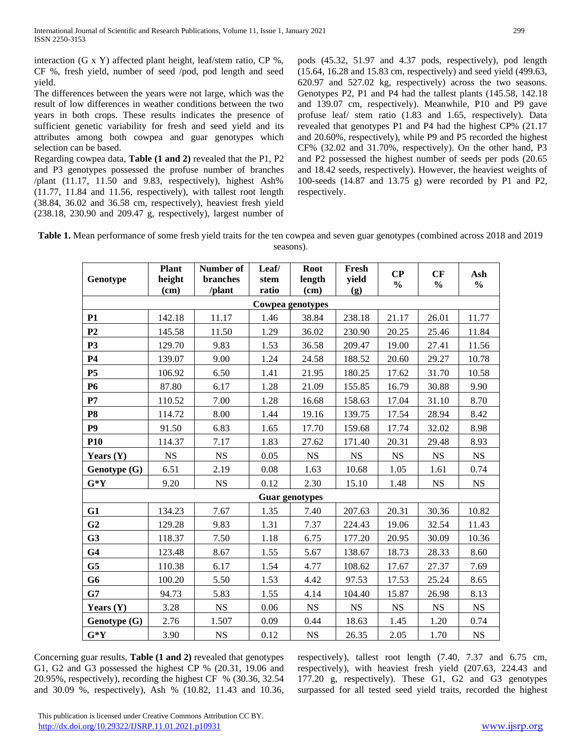interaction (G x Y) affected plant height, leaf/stem ratio, CP %, CF %, fresh yield, number of seed /pod, pod length and seed yield.

The differences between the years were not large, which was the result of low differences in weather conditions between the two years in both crops. These results indicates the presence of sufficient genetic variability for fresh and seed yield and its attributes among both cowpea and guar genotypes which selection can be based.

Regarding cowpea data, **Table (1 and 2)** revealed that the P1, P2 and P3 genotypes possessed the profuse number of branches /plant (11.17, 11.50 and 9.83, respectively), highest Ash% (11.77, 11.84 and 11.56, respectively), with tallest root length (38.84, 36.02 and 36.58 cm, respectively), heaviest fresh yield (238.18, 230.90 and 209.47 g, respectively), largest number of pods (45.32, 51.97 and 4.37 pods, respectively), pod length (15.64, 16.28 and 15.83 cm, respectively) and seed yield (499.63, 620.97 and 527.02 kg, respectively) across the two seasons. Genotypes P2, P1 and P4 had the tallest plants (145.58, 142.18 and 139.07 cm, respectively). Meanwhile, P10 and P9 gave profuse leaf/ stem ratio (1.83 and 1.65, respectively). Data revealed that genotypes P1 and P4 had the highest CP% (21.17 and 20.60%, respectively), while P9 and P5 recorded the highest CF% (32.02 and 31.70%, respectively). On the other hand, P3 and P2 possessed the highest number of seeds per pods (20.65 and 18.42 seeds, respectively). However, the heaviest weights of 100-seeds (14.87 and 13.75 g) were recorded by P1 and P2, respectively.

**Table 1.** Mean performance of some fresh yield traits for the ten cowpea and seven guar genotypes (combined across 2018 and 2019 seasons).

| Genotype | Plant height (cm) | Number of branches /plant | Leaf/ stem ratio | Root length (cm) | Fresh yield (g) | CP % | CF % | Ash % |
|---|---|---|---|---|---|---|---|---|
| **Cowpea genotypes** | | | | | | | | |
| **P1** | 142.18 | 11.17 | 1.46 | 38.84 | 238.18 | 21.17 | 26.01 | 11.77 |
| **P2** | 145.58 | 11.50 | 1.29 | 36.02 | 230.90 | 20.25 | 25.46 | 11.84 |
| **P3** | 129.70 | 9.83 | 1.53 | 36.58 | 209.47 | 19.00 | 27.41 | 11.56 |
| **P4** | 139.07 | 9.00 | 1.24 | 24.58 | 188.52 | 20.60 | 29.27 | 10.78 |
| **P5** | 106.92 | 6.50 | 1.41 | 21.95 | 180.25 | 17.62 | 31.70 | 10.58 |
| **P6** | 87.80 | 6.17 | 1.28 | 21.09 | 155.85 | 16.79 | 30.88 | 9.90 |
| **P7** | 110.52 | 7.00 | 1.28 | 16.68 | 158.63 | 17.04 | 31.10 | 8.70 |
| **P8** | 114.72 | 8.00 | 1.44 | 19.16 | 139.75 | 17.54 | 28.94 | 8.42 |
| **P9** | 91.50 | 6.83 | 1.65 | 17.70 | 159.68 | 17.74 | 32.02 | 8.98 |
| **P10** | 114.37 | 7.17 | 1.83 | 27.62 | 171.40 | 20.31 | 29.48 | 8.93 |
| **Years (Y)** | NS | NS | 0.05 | NS | NS | NS | NS | NS |
| **Genotype (G)** | 6.51 | 2.19 | 0.08 | 1.63 | 10.68 | 1.05 | 1.61 | 0.74 |
| **G*Y** | 9.20 | NS | 0.12 | 2.30 | 15.10 | 1.48 | NS | NS |
| **Guar genotypes** | | | | | | | | |
| **G1** | 134.23 | 7.67 | 1.35 | 7.40 | 207.63 | 20.31 | 30.36 | 10.82 |
| **G2** | 129.28 | 9.83 | 1.31 | 7.37 | 224.43 | 19.06 | 32.54 | 11.43 |
| **G3** | 118.37 | 7.50 | 1.18 | 6.75 | 177.20 | 20.95 | 30.09 | 10.36 |
| **G4** | 123.48 | 8.67 | 1.55 | 5.67 | 138.67 | 18.73 | 28.33 | 8.60 |
| **G5** | 110.38 | 6.17 | 1.54 | 4.77 | 108.62 | 17.67 | 27.37 | 7.69 |
| **G6** | 100.20 | 5.50 | 1.53 | 4.42 | 97.53 | 17.53 | 25.24 | 8.65 |
| **G7** | 94.73 | 5.83 | 1.55 | 4.14 | 104.40 | 15.87 | 26.98 | 8.13 |
| **Years (Y)** | 3.28 | NS | 0.06 | NS | NS | NS | NS | NS |
| **Genotype (G)** | 2.76 | 1.507 | 0.09 | 0.44 | 18.63 | 1.45 | 1.20 | 0.74 |
| **G*Y** | 3.90 | NS | 0.12 | NS | 26.35 | 2.05 | 1.70 | NS |

Concerning guar results, **Table (1 and 2)** revealed that genotypes G1, G2 and G3 possessed the highest CP % (20.31, 19.06 and 20.95%, respectively), recording the highest CF % (30.36, 32.54 and 30.09 %, respectively), Ash % (10.82, 11.43 and 10.36, respectively), tallest root length (7.40, 7.37 and 6.75 cm, respectively), with heaviest fresh yield (207.63, 224.43 and 177.20 g, respectively). These G1, G2 and G3 genotypes surpassed for all tested seed yield traits, recorded the highest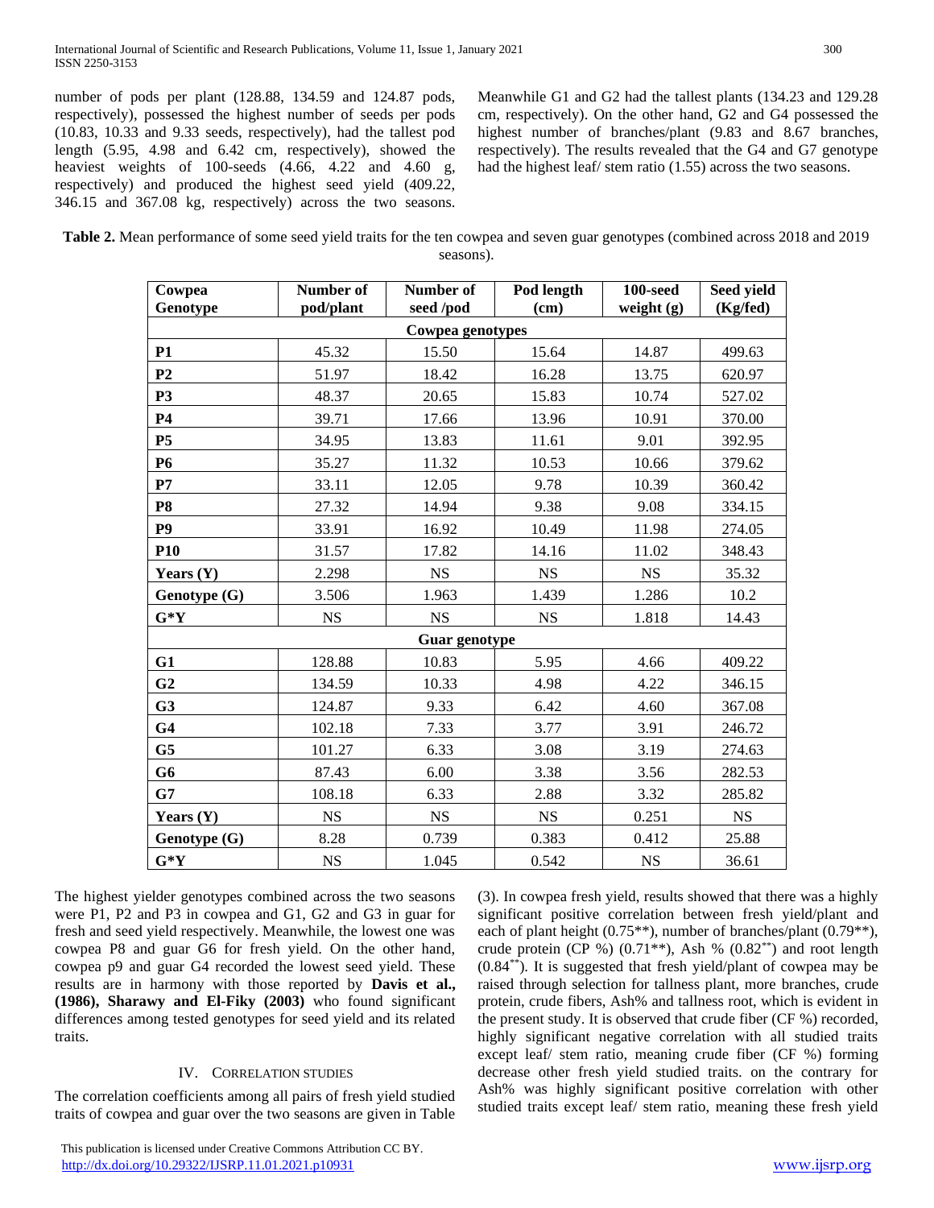number of pods per plant (128.88, 134.59 and 124.87 pods, respectively), possessed the highest number of seeds per pods (10.83, 10.33 and 9.33 seeds, respectively), had the tallest pod length (5.95, 4.98 and 6.42 cm, respectively), showed the heaviest weights of 100-seeds (4.66, 4.22 and 4.60 g, respectively) and produced the highest seed yield (409.22, 346.15 and 367.08 kg, respectively) across the two seasons. Meanwhile G1 and G2 had the tallest plants (134.23 and 129.28 cm, respectively). On the other hand, G2 and G4 possessed the highest number of branches/plant (9.83 and 8.67 branches, respectively). The results revealed that the G4 and G7 genotype had the highest leaf/ stem ratio (1.55) across the two seasons.

**Table 2.** Mean performance of some seed yield traits for the ten cowpea and seven guar genotypes (combined across 2018 and 2019 seasons).

| Cowpea Genotype | Number of pod/plant | Number of seed /pod | Pod length (cm) | 100-seed weight (g) | Seed yield (Kg/fed) |
|---|---|---|---|---|---|
| **Cowpea genotypes** | | | | | |
| **P1** | 45.32 | 15.50 | 15.64 | 14.87 | 499.63 |
| **P2** | 51.97 | 18.42 | 16.28 | 13.75 | 620.97 |
| **P3** | 48.37 | 20.65 | 15.83 | 10.74 | 527.02 |
| **P4** | 39.71 | 17.66 | 13.96 | 10.91 | 370.00 |
| **P5** | 34.95 | 13.83 | 11.61 | 9.01 | 392.95 |
| **P6** | 35.27 | 11.32 | 10.53 | 10.66 | 379.62 |
| **P7** | 33.11 | 12.05 | 9.78 | 10.39 | 360.42 |
| **P8** | 27.32 | 14.94 | 9.38 | 9.08 | 334.15 |
| **P9** | 33.91 | 16.92 | 10.49 | 11.98 | 274.05 |
| **P10** | 31.57 | 17.82 | 14.16 | 11.02 | 348.43 |
| **Years (Y)** | 2.298 | NS | NS | NS | 35.32 |
| **Genotype (G)** | 3.506 | 1.963 | 1.439 | 1.286 | 10.2 |
| **G*Y** | NS | NS | NS | 1.818 | 14.43 |
| **Guar genotype** | | | | | |
| **G1** | 128.88 | 10.83 | 5.95 | 4.66 | 409.22 |
| **G2** | 134.59 | 10.33 | 4.98 | 4.22 | 346.15 |
| **G3** | 124.87 | 9.33 | 6.42 | 4.60 | 367.08 |
| **G4** | 102.18 | 7.33 | 3.77 | 3.91 | 246.72 |
| **G5** | 101.27 | 6.33 | 3.08 | 3.19 | 274.63 |
| **G6** | 87.43 | 6.00 | 3.38 | 3.56 | 282.53 |
| **G7** | 108.18 | 6.33 | 2.88 | 3.32 | 285.82 |
| **Years (Y)** | NS | NS | NS | 0.251 | NS |
| **Genotype (G)** | 8.28 | 0.739 | 0.383 | 0.412 | 25.88 |
| **G*Y** | NS | 1.045 | 0.542 | NS | 36.61 |

The highest yielder genotypes combined across the two seasons were P1, P2 and P3 in cowpea and G1, G2 and G3 in guar for fresh and seed yield respectively. Meanwhile, the lowest one was cowpea P8 and guar G6 for fresh yield. On the other hand, cowpea p9 and guar G4 recorded the lowest seed yield. These results are in harmony with those reported by **Davis et al., (1986), Sharawy and El-Fiky (2003)** who found significant differences among tested genotypes for seed yield and its related traits.

## IV. Correlation Studies

The correlation coefficients among all pairs of fresh yield studied traits of cowpea and guar over the two seasons are given in Table (3). In cowpea fresh yield, results showed that there was a highly significant positive correlation between fresh yield/plant and each of plant height (0.75**), number of branches/plant (0.79**), crude protein (CP %) (0.71**), Ash % (0.82**) and root length (0.84**). It is suggested that fresh yield/plant of cowpea may be raised through selection for tallness plant, more branches, crude protein, crude fibers, Ash% and tallness root, which is evident in the present study. It is observed that crude fiber (CF %) recorded, highly significant negative correlation with all studied traits except leaf/ stem ratio, meaning crude fiber (CF %) forming decrease other fresh yield studied traits. on the contrary for Ash% was highly significant positive correlation with other studied traits except leaf/ stem ratio, meaning these fresh yield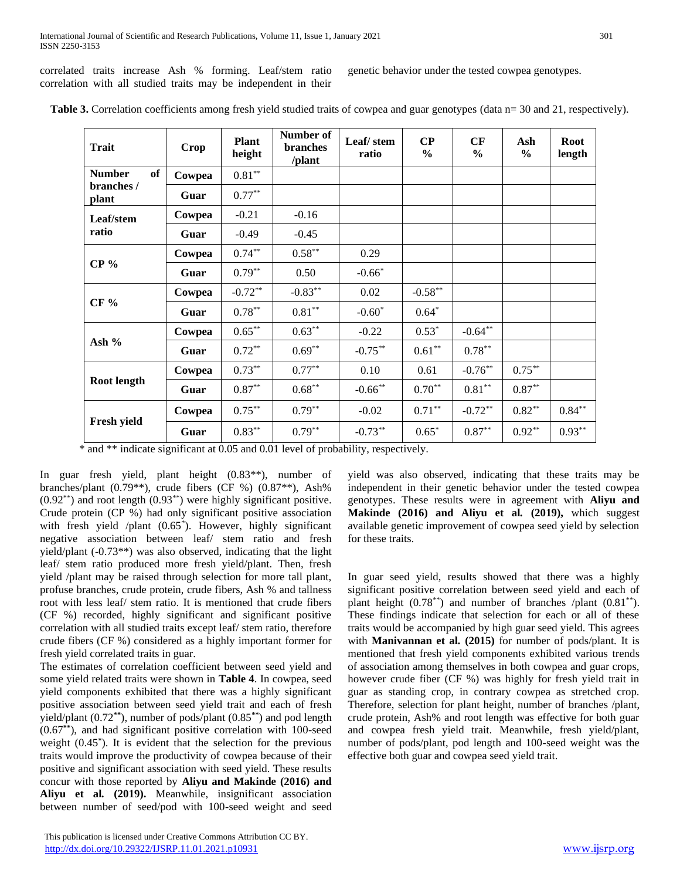correlated traits increase Ash % forming. Leaf/stem ratio correlation with all studied traits may be independent in their genetic behavior under the tested cowpea genotypes.

**Table 3.** Correlation coefficients among fresh yield studied traits of cowpea and guar genotypes (data n= 30 and 21, respectively).

| Trait | Crop | Plant height | Number of branches /plant | Leaf/ stem ratio | CP % | CF % | Ash % | Root length |
|---|---|---|---|---|---|---|---|---|
| Number of branches / plant | Cowpea | 0.81** | | | | | | |
| | Guar | 0.77** | | | | | | |
| Leaf/stem ratio | Cowpea | -0.21 | -0.16 | | | | | |
| | Guar | -0.49 | -0.45 | | | | | |
| CP % | Cowpea | 0.74** | 0.58** | 0.29 | | | | |
| | Guar | 0.79** | 0.50 | -0.66* | | | | |
| CF % | Cowpea | -0.72** | -0.83** | 0.02 | -0.58** | | | |
| | Guar | 0.78** | 0.81** | -0.60* | 0.64* | | | |
| Ash % | Cowpea | 0.65** | 0.63** | -0.22 | 0.53* | -0.64** | | |
| | Guar | 0.72** | 0.69** | -0.75** | 0.61** | 0.78** | | |
| Root length | Cowpea | 0.73** | 0.77** | 0.10 | 0.61 | -0.76** | 0.75** | |
| | Guar | 0.87** | 0.68** | -0.66** | 0.70** | 0.81** | 0.87** | |
| Fresh yield | Cowpea | 0.75** | 0.79** | -0.02 | 0.71** | -0.72** | 0.82** | 0.84** |
| | Guar | 0.83** | 0.79** | -0.73** | 0.65* | 0.87** | 0.92** | 0.93** |

\* and ** indicate significant at 0.05 and 0.01 level of probability, respectively.

In guar fresh yield, plant height (0.83**), number of branches/plant (0.79**), crude fibers (CF %) (0.87**), Ash% (0.92**) and root length (0.93**) were highly significant positive. Crude protein (CP %) had only significant positive association with fresh yield /plant (0.65*). However, highly significant negative association between leaf/ stem ratio and fresh yield/plant (-0.73**) was also observed, indicating that the light leaf/ stem ratio produced more fresh yield/plant. Then, fresh yield /plant may be raised through selection for more tall plant, profuse branches, crude protein, crude fibers, Ash % and tallness root with less leaf/ stem ratio. It is mentioned that crude fibers (CF %) recorded, highly significant and significant positive correlation with all studied traits except leaf/ stem ratio, therefore crude fibers (CF %) considered as a highly important former for fresh yield correlated traits in guar.

The estimates of correlation coefficient between seed yield and some yield related traits were shown in **Table 4**. In cowpea, seed yield components exhibited that there was a highly significant positive association between seed yield trait and each of fresh yield/plant (0.72**), number of pods/plant (0.85**) and pod length (0.67**), and had significant positive correlation with 100-seed weight (0.45*). It is evident that the selection for the previous traits would improve the productivity of cowpea because of their positive and significant association with seed yield. These results concur with those reported by **Aliyu and Makinde (2016) and Aliyu et al. (2019).** Meanwhile, insignificant association between number of seed/pod with 100-seed weight and seed yield was also observed, indicating that these traits may be independent in their genetic behavior under the tested cowpea genotypes. These results were in agreement with **Aliyu and Makinde (2016) and Aliyu et al. (2019),** which suggest available genetic improvement of cowpea seed yield by selection for these traits.

In guar seed yield, results showed that there was a highly significant positive correlation between seed yield and each of plant height (0.78**) and number of branches /plant (0.81**). These findings indicate that selection for each or all of these traits would be accompanied by high guar seed yield. This agrees with **Manivannan et al. (2015)** for number of pods/plant. It is mentioned that fresh yield components exhibited various trends of association among themselves in both cowpea and guar crops, however crude fiber (CF %) was highly for fresh yield trait in guar as standing crop, in contrary cowpea as stretched crop. Therefore, selection for plant height, number of branches /plant, crude protein, Ash% and root length was effective for both guar and cowpea fresh yield trait. Meanwhile, fresh yield/plant, number of pods/plant, pod length and 100-seed weight was the effective both guar and cowpea seed yield trait.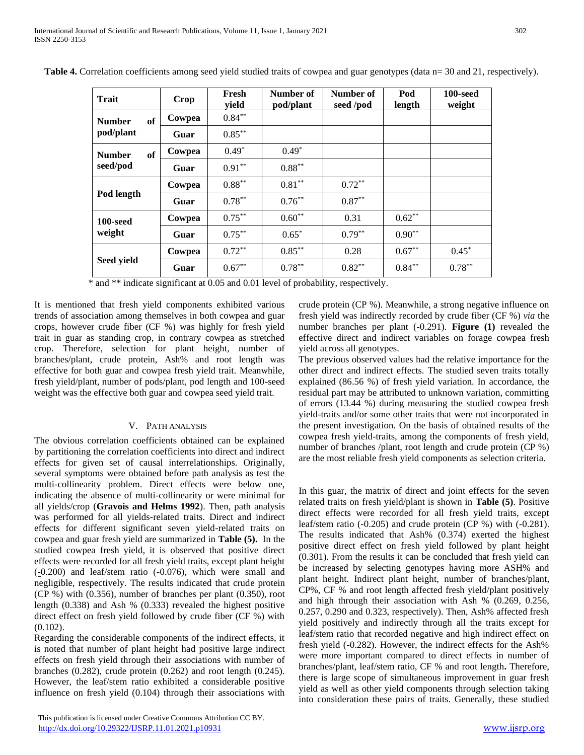**Table 4.** Correlation coefficients among seed yield studied traits of cowpea and guar genotypes (data n= 30 and 21, respectively).

| Trait | Crop | Fresh yield | Number of pod/plant | Number of seed /pod | Pod length | 100-seed weight |
|---|---|---|---|---|---|---|
| Number of pod/plant | Cowpea | 0.84** | | | | |
| | Guar | 0.85** | | | | |
| Number of seed/pod | Cowpea | 0.49* | 0.49* | | | |
| | Guar | 0.91** | 0.88** | | | |
| Pod length | Cowpea | 0.88** | 0.81** | 0.72** | | |
| | Guar | 0.78** | 0.76** | 0.87** | | |
| 100-seed weight | Cowpea | 0.75** | 0.60** | 0.31 | 0.62** | |
| | Guar | 0.75** | 0.65* | 0.79** | 0.90** | |
| Seed yield | Cowpea | 0.72** | 0.85** | 0.28 | 0.67** | 0.45* |
| | Guar | 0.67** | 0.78** | 0.82** | 0.84** | 0.78** |

\* and ** indicate significant at 0.05 and 0.01 level of probability, respectively.

It is mentioned that fresh yield components exhibited various trends of association among themselves in both cowpea and guar crops, however crude fiber (CF %) was highly for fresh yield trait in guar as standing crop, in contrary cowpea as stretched crop. Therefore, selection for plant height, number of branches/plant, crude protein, Ash% and root length was effective for both guar and cowpea fresh yield trait. Meanwhile, fresh yield/plant, number of pods/plant, pod length and 100-seed weight was the effective both guar and cowpea seed yield trait.

## V. PATH ANALYSIS

The obvious correlation coefficients obtained can be explained by partitioning the correlation coefficients into direct and indirect effects for given set of causal interrelationships. Originally, several symptoms were obtained before path analysis as test the multi-collinearity problem. Direct effects were below one, indicating the absence of multi-collinearity or were minimal for all yields/crop (**Gravois and Helms 1992**). Then, path analysis was performed for all yields-related traits. Direct and indirect effects for different significant seven yield-related traits on cowpea and guar fresh yield are summarized in **Table (5).** In the studied cowpea fresh yield, it is observed that positive direct effects were recorded for all fresh yield traits, except plant height (-0.200) and leaf/stem ratio (-0.076), which were small and negligible, respectively. The results indicated that crude protein (CP %) with (0.356), number of branches per plant (0.350), root length (0.338) and Ash % (0.333) revealed the highest positive direct effect on fresh yield followed by crude fiber (CF %) with (0.102).

Regarding the considerable components of the indirect effects, it is noted that number of plant height had positive large indirect effects on fresh yield through their associations with number of branches (0.282), crude protein (0.262) and root length (0.245). However, the leaf/stem ratio exhibited a considerable positive influence on fresh yield (0.104) through their associations with crude protein (CP %). Meanwhile, a strong negative influence on fresh yield was indirectly recorded by crude fiber (CF %) *via* the number branches per plant (-0.291). **Figure (1)** revealed the effective direct and indirect variables on forage cowpea fresh yield across all genotypes.

The previous observed values had the relative importance for the other direct and indirect effects. The studied seven traits totally explained (86.56 %) of fresh yield variation. In accordance, the residual part may be attributed to unknown variation, committing of errors (13.44 %) during measuring the studied cowpea fresh yield-traits and/or some other traits that were not incorporated in the present investigation. On the basis of obtained results of the cowpea fresh yield-traits, among the components of fresh yield, number of branches /plant, root length and crude protein (CP %) are the most reliable fresh yield components as selection criteria.

In this guar, the matrix of direct and joint effects for the seven related traits on fresh yield/plant is shown in **Table (5)**. Positive direct effects were recorded for all fresh yield traits, except leaf/stem ratio (-0.205) and crude protein (CP %) with (-0.281). The results indicated that Ash% (0.374) exerted the highest positive direct effect on fresh yield followed by plant height (0.301). From the results it can be concluded that fresh yield can be increased by selecting genotypes having more ASH% and plant height. Indirect plant height, number of branches/plant, CP%, CF % and root length affected fresh yield/plant positively and high through their association with Ash % (0.269, 0.256, 0.257, 0.290 and 0.323, respectively). Then, Ash% affected fresh yield positively and indirectly through all the traits except for leaf/stem ratio that recorded negative and high indirect effect on fresh yield (-0.282). However, the indirect effects for the Ash% were more important compared to direct effects in number of branches/plant, leaf/stem ratio, CF % and root length**.** Therefore, there is large scope of simultaneous improvement in guar fresh yield as well as other yield components through selection taking into consideration these pairs of traits. Generally, these studied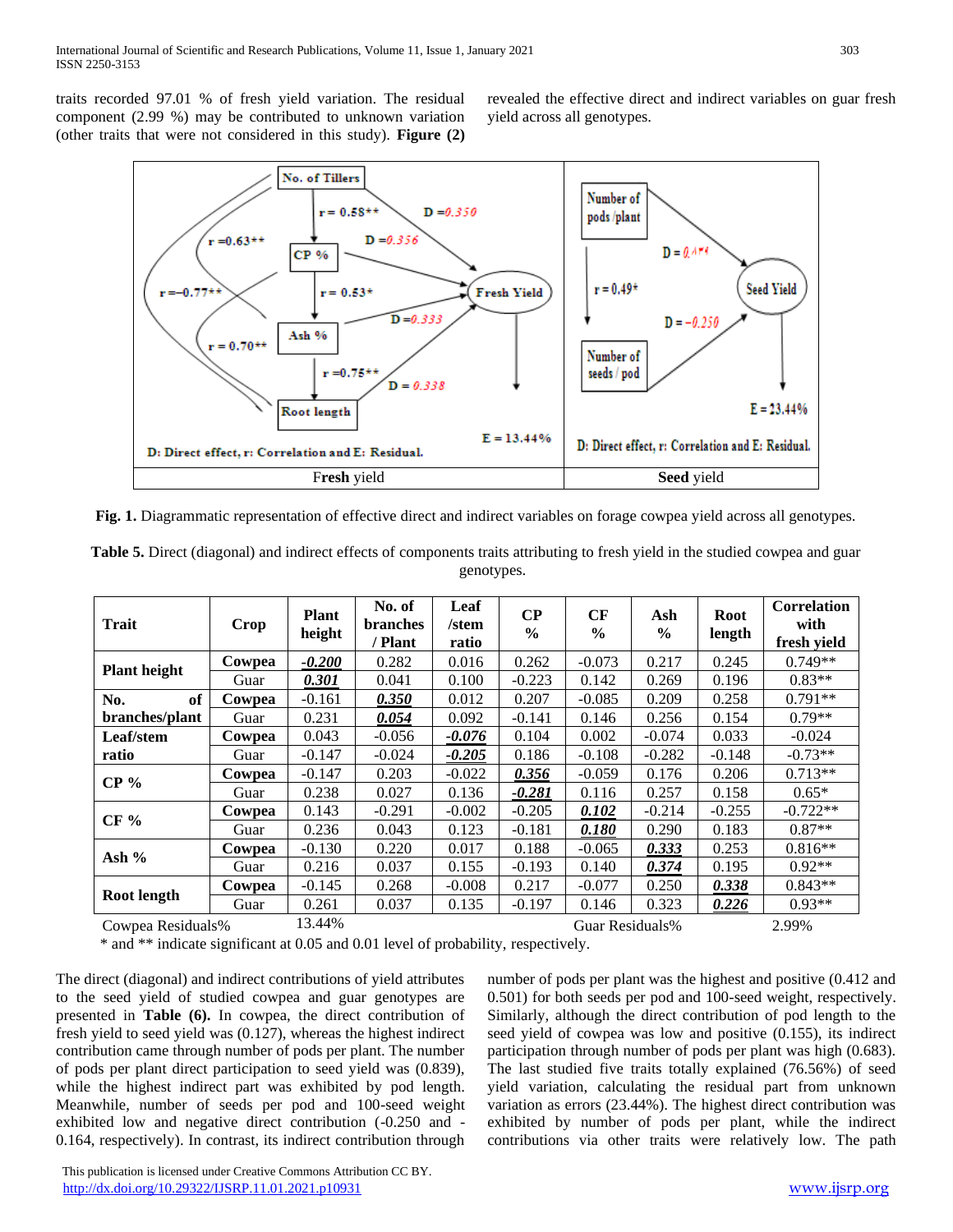traits recorded 97.01 % of fresh yield variation. The residual component (2.99 %) may be contributed to unknown variation (other traits that were not considered in this study). **Figure (2)** revealed the effective direct and indirect variables on guar fresh yield across all genotypes.

**Fig. 1.** Diagrammatic representation of effective direct and indirect variables on forage cowpea yield across all genotypes.

**Table 5.** Direct (diagonal) and indirect effects of components traits attributing to fresh yield in the studied cowpea and guar genotypes.

| Trait | Crop | Plant height | No. of branches / Plant | Leaf /stem ratio | CP % | CF % | Ash % | Root length | Correlation with fresh yield |
|---|---|---|---|---|---|---|---|---|---|
| Plant height | Cowpea | ***-0.200*** | 0.282 | 0.016 | 0.262 | -0.073 | 0.217 | 0.245 | 0.749** |
| | Guar | ***0.301*** | 0.041 | 0.100 | -0.223 | 0.142 | 0.269 | 0.196 | 0.83** |
| No. of branches/plant | Cowpea | -0.161 | ***0.350*** | 0.012 | 0.207 | -0.085 | 0.209 | 0.258 | 0.791** |
| | Guar | 0.231 | ***0.054*** | 0.092 | -0.141 | 0.146 | 0.256 | 0.154 | 0.79** |
| Leaf/stem ratio | Cowpea | 0.043 | -0.056 | ***-0.076*** | 0.104 | 0.002 | -0.074 | 0.033 | -0.024 |
| | Guar | -0.147 | -0.024 | ***-0.205*** | 0.186 | -0.108 | -0.282 | -0.148 | -0.73** |
| CP % | Cowpea | -0.147 | 0.203 | -0.022 | ***0.356*** | -0.059 | 0.176 | 0.206 | 0.713** |
| | Guar | 0.238 | 0.027 | 0.136 | ***-0.281*** | 0.116 | 0.257 | 0.158 | 0.65* |
| CF % | Cowpea | 0.143 | -0.291 | -0.002 | -0.205 | ***0.102*** | -0.214 | -0.255 | -0.722** |
| | Guar | 0.236 | 0.043 | 0.123 | -0.181 | ***0.180*** | 0.290 | 0.183 | 0.87** |
| Ash % | Cowpea | -0.130 | 0.220 | 0.017 | 0.188 | -0.065 | ***0.333*** | 0.253 | 0.816** |
| | Guar | 0.216 | 0.037 | 0.155 | -0.193 | 0.140 | ***0.374*** | 0.195 | 0.92** |
| Root length | Cowpea | -0.145 | 0.268 | -0.008 | 0.217 | -0.077 | 0.250 | ***0.338*** | 0.843** |
| | Guar | 0.261 | 0.037 | 0.135 | -0.197 | 0.146 | 0.323 | ***0.226*** | 0.93** |

Cowpea Residuals% 13.44% | Guar Residuals% 2.99%

\* and ** indicate significant at 0.05 and 0.01 level of probability, respectively.

The direct (diagonal) and indirect contributions of yield attributes to the seed yield of studied cowpea and guar genotypes are presented in **Table (6).** In cowpea, the direct contribution of fresh yield to seed yield was (0.127), whereas the highest indirect contribution came through number of pods per plant. The number of pods per plant direct participation to seed yield was (0.839), while the highest indirect part was exhibited by pod length. Meanwhile, number of seeds per pod and 100-seed weight exhibited low and negative direct contribution (-0.250 and -0.164, respectively). In contrast, its indirect contribution through number of pods per plant was the highest and positive (0.412 and 0.501) for both seeds per pod and 100-seed weight, respectively. Similarly, although the direct contribution of pod length to the seed yield of cowpea was low and positive (0.155), its indirect participation through number of pods per plant was high (0.683). The last studied five traits totally explained (76.56%) of seed yield variation, calculating the residual part from unknown variation as errors (23.44%). The highest direct contribution was exhibited by number of pods per plant, while the indirect contributions via other traits were relatively low. The path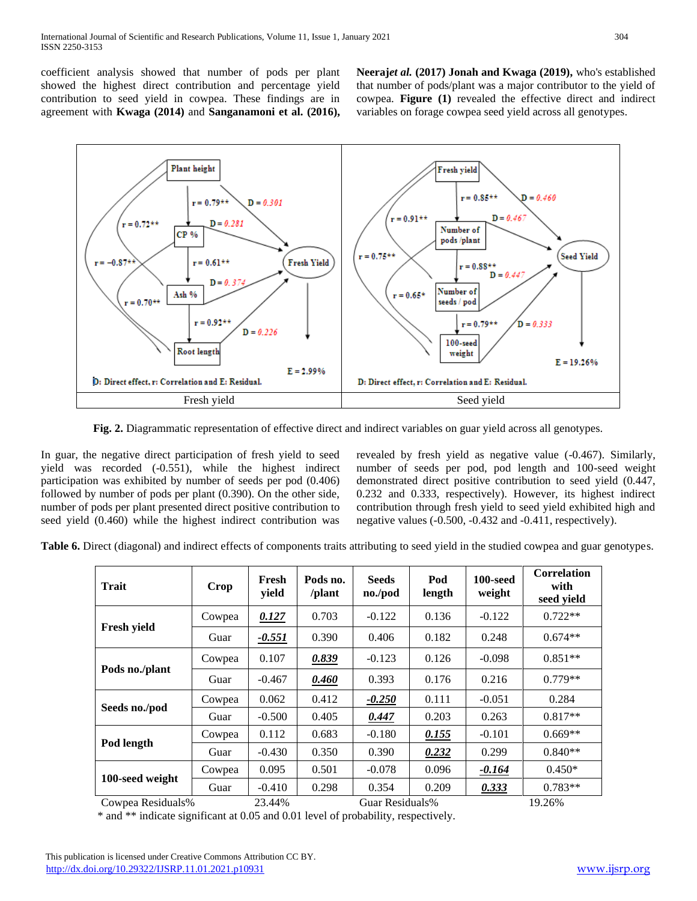coefficient analysis showed that number of pods per plant showed the highest direct contribution and percentage yield contribution to seed yield in cowpea. These findings are in agreement with **Kwaga (2014)** and **Sanganamoni et al. (2016), Neeraj*et al.* (2017) Jonah and Kwaga (2019),** who's established that number of pods/plant was a major contributor to the yield of cowpea. **Figure (1)** revealed the effective direct and indirect variables on forage cowpea seed yield across all genotypes.

**Fig. 2.** Diagrammatic representation of effective direct and indirect variables on guar yield across all genotypes.

In guar, the negative direct participation of fresh yield to seed yield was recorded (-0.551), while the highest indirect participation was exhibited by number of seeds per pod (0.406) followed by number of pods per plant (0.390). On the other side, number of pods per plant presented direct positive contribution to seed yield (0.460) while the highest indirect contribution was revealed by fresh yield as negative value (-0.467). Similarly, number of seeds per pod, pod length and 100-seed weight demonstrated direct positive contribution to seed yield (0.447, 0.232 and 0.333, respectively). However, its highest indirect contribution through fresh yield to seed yield exhibited high and negative values (-0.500, -0.432 and -0.411, respectively).

**Table 6.** Direct (diagonal) and indirect effects of components traits attributing to seed yield in the studied cowpea and guar genotypes.

| Trait | Crop | Fresh yield | Pods no. /plant | Seeds no./pod | Pod length | 100-seed weight | Correlation with seed yield |
|---|---|---|---|---|---|---|---|
| **Fresh yield** | Cowpea | ***0.127*** | 0.703 | -0.122 | 0.136 | -0.122 | 0.722** |
| | Guar | ***-0.551*** | 0.390 | 0.406 | 0.182 | 0.248 | 0.674** |
| **Pods no./plant** | Cowpea | 0.107 | ***0.839*** | -0.123 | 0.126 | -0.098 | 0.851** |
| | Guar | -0.467 | ***0.460*** | 0.393 | 0.176 | 0.216 | 0.779** |
| **Seeds no./pod** | Cowpea | 0.062 | 0.412 | ***-0.250*** | 0.111 | -0.051 | 0.284 |
| | Guar | -0.500 | 0.405 | ***0.447*** | 0.203 | 0.263 | 0.817** |
| **Pod length** | Cowpea | 0.112 | 0.683 | -0.180 | ***0.155*** | -0.101 | 0.669** |
| | Guar | -0.430 | 0.350 | 0.390 | ***0.232*** | 0.299 | 0.840** |
| **100-seed weight** | Cowpea | 0.095 | 0.501 | -0.078 | 0.096 | ***-0.164*** | 0.450* |
| | Guar | -0.410 | 0.298 | 0.354 | 0.209 | ***0.333*** | 0.783** |
| Cowpea Residuals% | | 23.44% | | Guar Residuals% | | | 19.26% |

\* and ** indicate significant at 0.05 and 0.01 level of probability, respectively.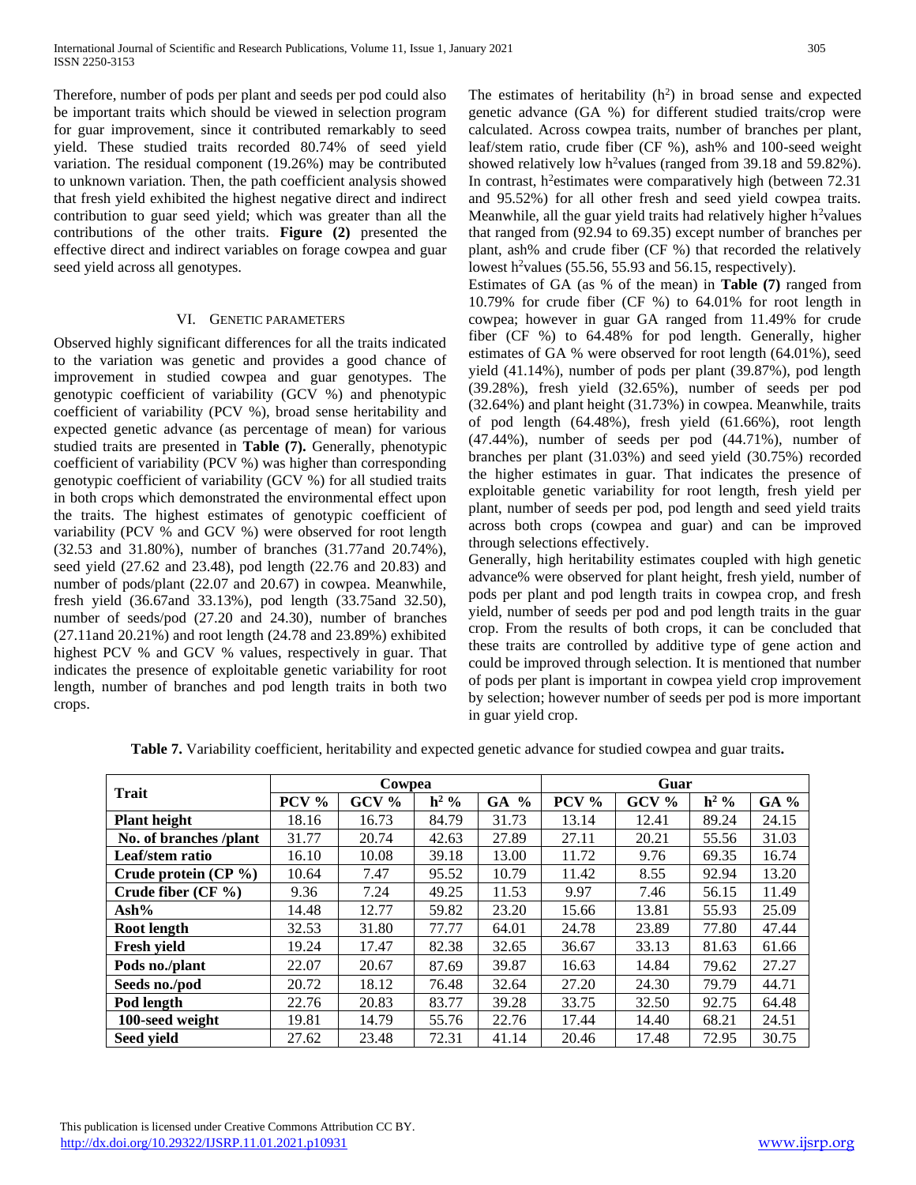Therefore, number of pods per plant and seeds per pod could also be important traits which should be viewed in selection program for guar improvement, since it contributed remarkably to seed yield. These studied traits recorded 80.74% of seed yield variation. The residual component (19.26%) may be contributed to unknown variation. Then, the path coefficient analysis showed that fresh yield exhibited the highest negative direct and indirect contribution to guar seed yield; which was greater than all the contributions of the other traits. **Figure (2)** presented the effective direct and indirect variables on forage cowpea and guar seed yield across all genotypes.

## VI. Genetic parameters

Observed highly significant differences for all the traits indicated to the variation was genetic and provides a good chance of improvement in studied cowpea and guar genotypes. The genotypic coefficient of variability (GCV %) and phenotypic coefficient of variability (PCV %), broad sense heritability and expected genetic advance (as percentage of mean) for various studied traits are presented in **Table (7).** Generally, phenotypic coefficient of variability (PCV %) was higher than corresponding genotypic coefficient of variability (GCV %) for all studied traits in both crops which demonstrated the environmental effect upon the traits. The highest estimates of genotypic coefficient of variability (PCV % and GCV %) were observed for root length (32.53 and 31.80%), number of branches (31.77and 20.74%), seed yield (27.62 and 23.48), pod length (22.76 and 20.83) and number of pods/plant (22.07 and 20.67) in cowpea. Meanwhile, fresh yield (36.67and 33.13%), pod length (33.75and 32.50), number of seeds/pod (27.20 and 24.30), number of branches (27.11and 20.21%) and root length (24.78 and 23.89%) exhibited highest PCV % and GCV % values, respectively in guar. That indicates the presence of exploitable genetic variability for root length, number of branches and pod length traits in both two crops.

The estimates of heritability ($h^2$) in broad sense and expected genetic advance (GA %) for different studied traits/crop were calculated. Across cowpea traits, number of branches per plant, leaf/stem ratio, crude fiber (CF %), ash% and 100-seed weight showed relatively low $h^2$values (ranged from 39.18 and 59.82%). In contrast, $h^2$estimates were comparatively high (between 72.31 and 95.52%) for all other fresh and seed yield cowpea traits. Meanwhile, all the guar yield traits had relatively higher $h^2$values that ranged from (92.94 to 69.35) except number of branches per plant, ash% and crude fiber (CF %) that recorded the relatively lowest $h^2$values (55.56, 55.93 and 56.15, respectively).

Estimates of GA (as % of the mean) in **Table (7)** ranged from 10.79% for crude fiber (CF %) to 64.01% for root length in cowpea; however in guar GA ranged from 11.49% for crude fiber (CF %) to 64.48% for pod length. Generally, higher estimates of GA % were observed for root length (64.01%), seed yield (41.14%), number of pods per plant (39.87%), pod length (39.28%), fresh yield (32.65%), number of seeds per pod (32.64%) and plant height (31.73%) in cowpea. Meanwhile, traits of pod length (64.48%), fresh yield (61.66%), root length (47.44%), number of seeds per pod (44.71%), number of branches per plant (31.03%) and seed yield (30.75%) recorded the higher estimates in guar. That indicates the presence of exploitable genetic variability for root length, fresh yield per plant, number of seeds per pod, pod length and seed yield traits across both crops (cowpea and guar) and can be improved through selections effectively.

Generally, high heritability estimates coupled with high genetic advance% were observed for plant height, fresh yield, number of pods per plant and pod length traits in cowpea crop, and fresh yield, number of seeds per pod and pod length traits in the guar crop. From the results of both crops, it can be concluded that these traits are controlled by additive type of gene action and could be improved through selection. It is mentioned that number of pods per plant is important in cowpea yield crop improvement by selection; however number of seeds per pod is more important in guar yield crop.

**Table 7.** Variability coefficient, heritability and expected genetic advance for studied cowpea and guar traits**.**

| Trait | Cowpea | | | | Guar | | | |
|---|---|---|---|---|---|---|---|---|
| | PCV % | GCV % | $h^2$ % | GA % | PCV % | GCV % | $h^2$ % | GA % |
| **Plant height** | 18.16 | 16.73 | 84.79 | 31.73 | 13.14 | 12.41 | 89.24 | 24.15 |
| **No. of branches /plant** | 31.77 | 20.74 | 42.63 | 27.89 | 27.11 | 20.21 | 55.56 | 31.03 |
| **Leaf/stem ratio** | 16.10 | 10.08 | 39.18 | 13.00 | 11.72 | 9.76 | 69.35 | 16.74 |
| **Crude protein (CP %)** | 10.64 | 7.47 | 95.52 | 10.79 | 11.42 | 8.55 | 92.94 | 13.20 |
| **Crude fiber (CF %)** | 9.36 | 7.24 | 49.25 | 11.53 | 9.97 | 7.46 | 56.15 | 11.49 |
| **Ash%** | 14.48 | 12.77 | 59.82 | 23.20 | 15.66 | 13.81 | 55.93 | 25.09 |
| **Root length** | 32.53 | 31.80 | 77.77 | 64.01 | 24.78 | 23.89 | 77.80 | 47.44 |
| **Fresh yield** | 19.24 | 17.47 | 82.38 | 32.65 | 36.67 | 33.13 | 81.63 | 61.66 |
| **Pods no./plant** | 22.07 | 20.67 | 87.69 | 39.87 | 16.63 | 14.84 | 79.62 | 27.27 |
| **Seeds no./pod** | 20.72 | 18.12 | 76.48 | 32.64 | 27.20 | 24.30 | 79.79 | 44.71 |
| **Pod length** | 22.76 | 20.83 | 83.77 | 39.28 | 33.75 | 32.50 | 92.75 | 64.48 |
| **100-seed weight** | 19.81 | 14.79 | 55.76 | 22.76 | 17.44 | 14.40 | 68.21 | 24.51 |
| **Seed yield** | 27.62 | 23.48 | 72.31 | 41.14 | 20.46 | 17.48 | 72.95 | 30.75 |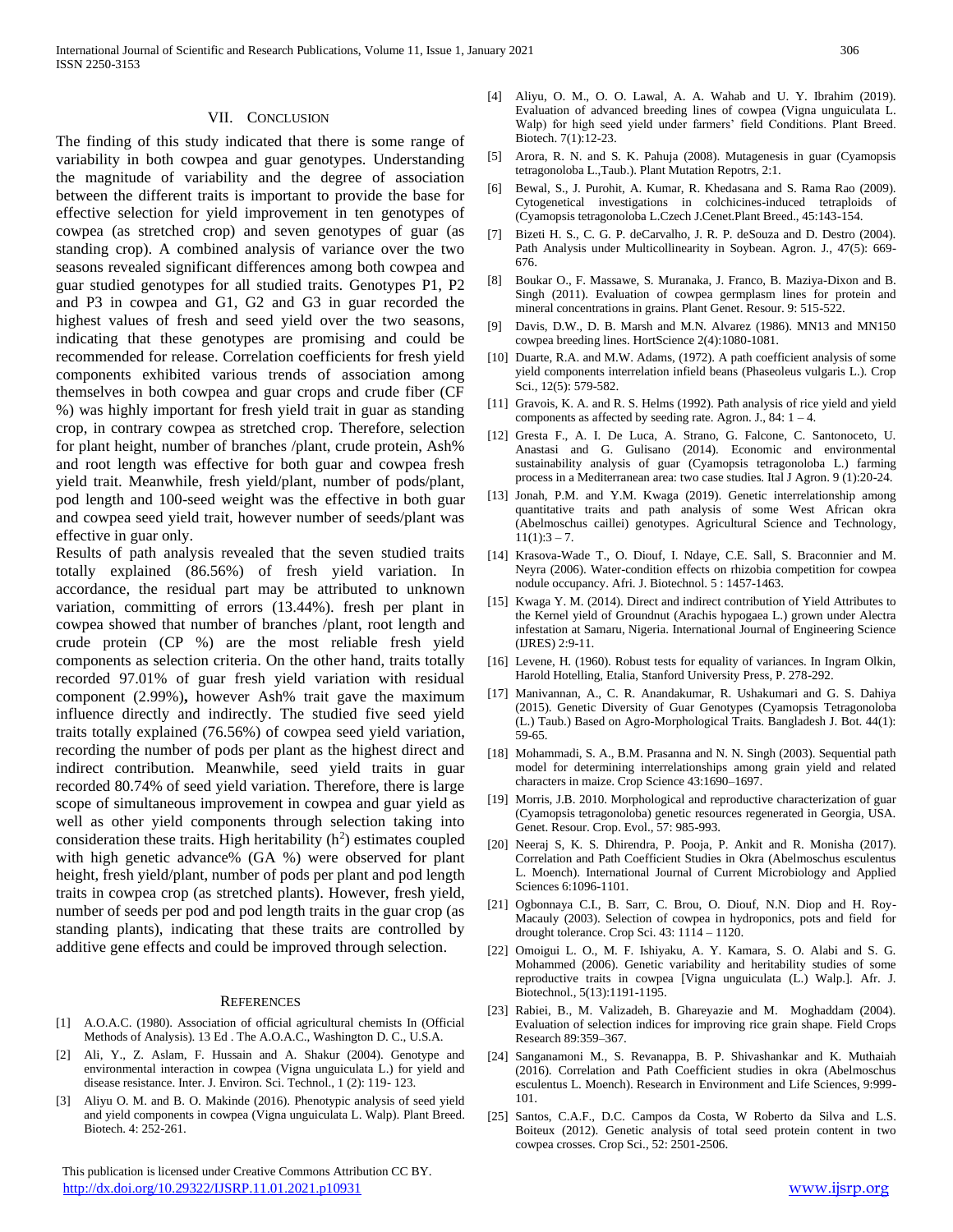## VII. Conclusion

The finding of this study indicated that there is some range of variability in both cowpea and guar genotypes. Understanding the magnitude of variability and the degree of association between the different traits is important to provide the base for effective selection for yield improvement in ten genotypes of cowpea (as stretched crop) and seven genotypes of guar (as standing crop). A combined analysis of variance over the two seasons revealed significant differences among both cowpea and guar studied genotypes for all studied traits. Genotypes P1, P2 and P3 in cowpea and G1, G2 and G3 in guar recorded the highest values of fresh and seed yield over the two seasons, indicating that these genotypes are promising and could be recommended for release. Correlation coefficients for fresh yield components exhibited various trends of association among themselves in both cowpea and guar crops and crude fiber (CF %) was highly important for fresh yield trait in guar as standing crop, in contrary cowpea as stretched crop. Therefore, selection for plant height, number of branches /plant, crude protein, Ash% and root length was effective for both guar and cowpea fresh yield trait. Meanwhile, fresh yield/plant, number of pods/plant, pod length and 100-seed weight was the effective in both guar and cowpea seed yield trait, however number of seeds/plant was effective in guar only.

Results of path analysis revealed that the seven studied traits totally explained (86.56%) of fresh yield variation. In accordance, the residual part may be attributed to unknown variation, committing of errors (13.44%). fresh per plant in cowpea showed that number of branches /plant, root length and crude protein (CP %) are the most reliable fresh yield components as selection criteria. On the other hand, traits totally recorded 97.01% of guar fresh yield variation with residual component (2.99%)**,** however Ash% trait gave the maximum influence directly and indirectly. The studied five seed yield traits totally explained (76.56%) of cowpea seed yield variation, recording the number of pods per plant as the highest direct and indirect contribution. Meanwhile, seed yield traits in guar recorded 80.74% of seed yield variation. Therefore, there is large scope of simultaneous improvement in cowpea and guar yield as well as other yield components through selection taking into consideration these traits. High heritability ($h^2$) estimates coupled with high genetic advance% (GA %) were observed for plant height, fresh yield/plant, number of pods per plant and pod length traits in cowpea crop (as stretched plants). However, fresh yield, number of seeds per pod and pod length traits in the guar crop (as standing plants), indicating that these traits are controlled by additive gene effects and could be improved through selection.

## References

[1] A.O.A.C. (1980). Association of official agricultural chemists In (Official Methods of Analysis). 13 Ed . The A.O.A.C., Washington D. C., U.S.A.

[2] Ali, Y., Z. Aslam, F. Hussain and A. Shakur (2004). Genotype and environmental interaction in cowpea (Vigna unguiculata L.) for yield and disease resistance. Inter. J. Environ. Sci. Technol., 1 (2): 119- 123.

[3] Aliyu O. M. and B. O. Makinde (2016). Phenotypic analysis of seed yield and yield components in cowpea (Vigna unguiculata L. Walp). Plant Breed. Biotech. 4: 252-261.

[4] Aliyu, O. M., O. O. Lawal, A. A. Wahab and U. Y. Ibrahim (2019). Evaluation of advanced breeding lines of cowpea (Vigna unguiculata L. Walp) for high seed yield under farmers' field Conditions. Plant Breed. Biotech. 7(1):12-23.

[5] Arora, R. N. and S. K. Pahuja (2008). Mutagenesis in guar (Cyamopsis tetragonoloba L.,Taub.). Plant Mutation Repotrs, 2:1.

[6] Bewal, S., J. Purohit, A. Kumar, R. Khedasana and S. Rama Rao (2009). Cytogenetical investigations in colchicines-induced tetraploids of (Cyamopsis tetragonoloba L.Czech J.Cenet.Plant Breed., 45:143-154.

[7] Bizeti H. S., C. G. P. deCarvalho, J. R. P. deSouza and D. Destro (2004). Path Analysis under Multicollinearity in Soybean. Agron. J., 47(5): 669-676.

[8] Boukar O., F. Massawe, S. Muranaka, J. Franco, B. Maziya-Dixon and B. Singh (2011). Evaluation of cowpea germplasm lines for protein and mineral concentrations in grains. Plant Genet. Resour. 9: 515-522.

[9] Davis, D.W., D. B. Marsh and M.N. Alvarez (1986). MN13 and MN150 cowpea breeding lines. HortScience 2(4):1080-1081.

[10] Duarte, R.A. and M.W. Adams, (1972). A path coefficient analysis of some yield components interrelation infield beans (Phaseolus vulgaris L.). Crop Sci., 12(5): 579-582.

[11] Gravois, K. A. and R. S. Helms (1992). Path analysis of rice yield and yield components as affected by seeding rate. Agron. J., 84: 1 – 4.

[12] Gresta F., A. I. De Luca, A. Strano, G. Falcone, C. Santonoceto, U. Anastasi and G. Gulisano (2014). Economic and environmental sustainability analysis of guar (Cyamopsis tetragonoloba L.) farming process in a Mediterranean area: two case studies. Ital J Agron. 9 (1):20-24.

[13] Jonah, P.M. and Y.M. Kwaga (2019). Genetic interrelationship among quantitative traits and path analysis of some West African okra (Abelmoschus caillei) genotypes. Agricultural Science and Technology, 11(1):3 – 7.

[14] Krasova-Wade T., O. Diouf, I. Ndaye, C.E. Sall, S. Braconnier and M. Neyra (2006). Water-condition effects on rhizobia competition for cowpea nodule occupancy. Afri. J. Biotechnol. 5 : 1457-1463.

[15] Kwaga Y. M. (2014). Direct and indirect contribution of Yield Attributes to the Kernel yield of Groundnut (Arachis hypogaea L.) grown under Alectra infestation at Samaru, Nigeria. International Journal of Engineering Science (IJRES) 2:9-11.

[16] Levene, H. (1960). Robust tests for equality of variances. In Ingram Olkin, Harold Hotelling, Etalia, Stanford University Press, P. 278-292.

[17] Manivannan, A., C. R. Anandakumar, R. Ushakumari and G. S. Dahiya (2015). Genetic Diversity of Guar Genotypes (Cyamopsis Tetragonoloba (L.) Taub.) Based on Agro-Morphological Traits. Bangladesh J. Bot. 44(1): 59-65.

[18] Mohammadi, S. A., B.M. Prasanna and N. N. Singh (2003). Sequential path model for determining interrelationships among grain yield and related characters in maize. Crop Science 43:1690–1697.

[19] Morris, J.B. 2010. Morphological and reproductive characterization of guar (Cyamopsis tetragonoloba) genetic resources regenerated in Georgia, USA. Genet. Resour. Crop. Evol., 57: 985-993.

[20] Neeraj S, K. S. Dhirendra, P. Pooja, P. Ankit and R. Monisha (2017). Correlation and Path Coefficient Studies in Okra (Abelmoschus esculentus L. Moench). International Journal of Current Microbiology and Applied Sciences 6:1096-1101.

[21] Ogbonnaya C.I., B. Sarr, C. Brou, O. Diouf, N.N. Diop and H. Roy-Macauly (2003). Selection of cowpea in hydroponics, pots and field for drought tolerance. Crop Sci. 43: 1114 – 1120.

[22] Omoigui L. O., M. F. Ishiyaku, A. Y. Kamara, S. O. Alabi and S. G. Mohammed (2006). Genetic variability and heritability studies of some reproductive traits in cowpea [Vigna unguiculata (L.) Walp.]. Afr. J. Biotechnol., 5(13):1191-1195.

[23] Rabiei, B., M. Valizadeh, B. Ghareyazie and M. Moghaddam (2004). Evaluation of selection indices for improving rice grain shape. Field Crops Research 89:359–367.

[24] Sanganamoni M., S. Revanappa, B. P. Shivashankar and K. Muthaiah (2016). Correlation and Path Coefficient studies in okra (Abelmoschus esculentus L. Moench). Research in Environment and Life Sciences, 9:999-101.

[25] Santos, C.A.F., D.C. Campos da Costa, W Roberto da Silva and L.S. Boiteux (2012). Genetic analysis of total seed protein content in two cowpea crosses. Crop Sci., 52: 2501-2506.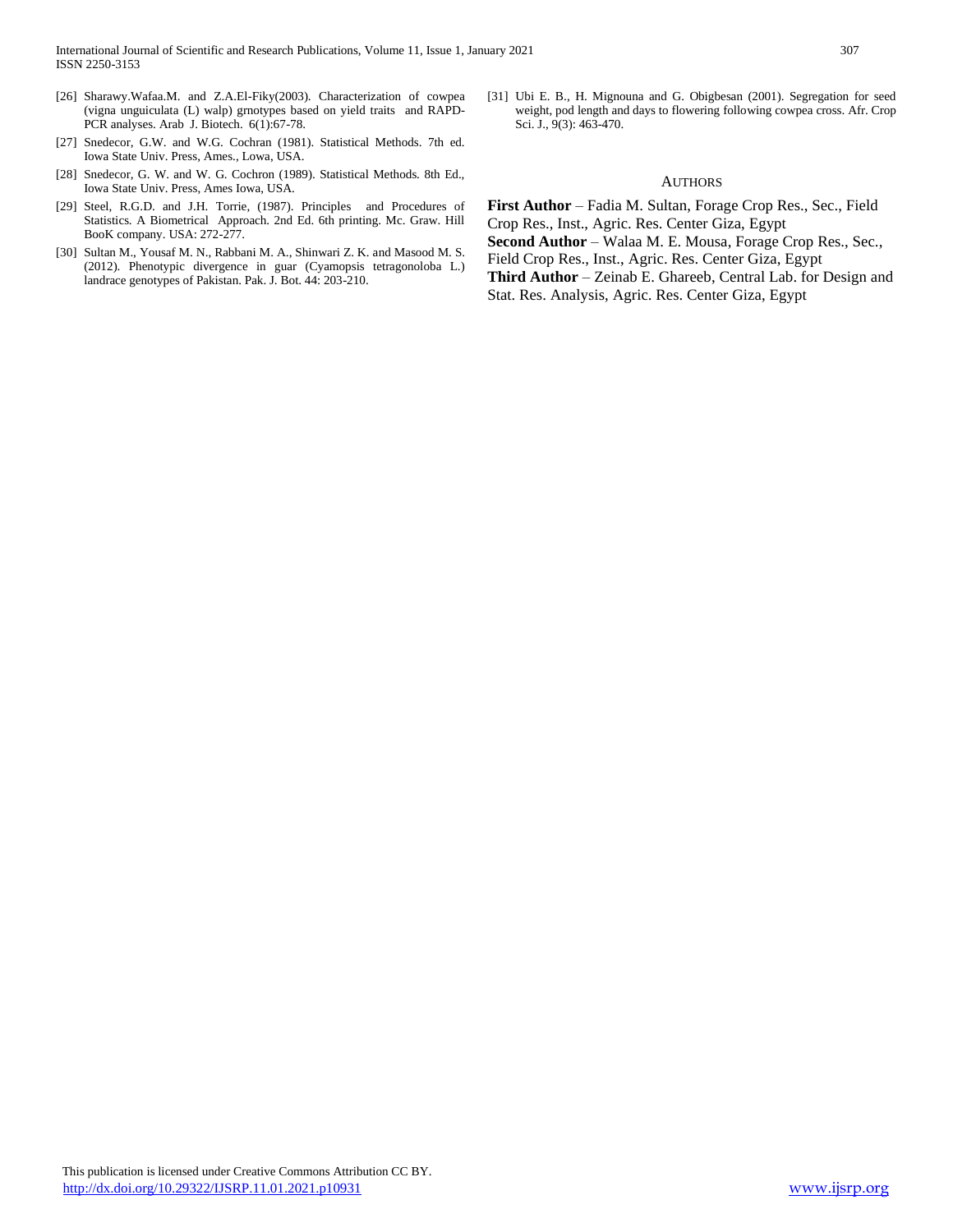[26] Sharawy.Wafaa.M. and Z.A.El-Fiky(2003). Characterization of cowpea (vigna unguiculata (L) walp) grnotypes based on yield traits and RAPD-PCR analyses. Arab J. Biotech. 6(1):67-78.

[27] Snedecor, G.W. and W.G. Cochran (1981). Statistical Methods. 7th ed. Iowa State Univ. Press, Ames., Lowa, USA.

[28] Snedecor, G. W. and W. G. Cochron (1989). Statistical Methods. 8th Ed., Iowa State Univ. Press, Ames Iowa, USA.

[29] Steel, R.G.D. and J.H. Torrie, (1987). Principles and Procedures of Statistics. A Biometrical Approach. 2nd Ed. 6th printing. Mc. Graw. Hill BooK company. USA: 272-277.

[30] Sultan M., Yousaf M. N., Rabbani M. A., Shinwari Z. K. and Masood M. S. (2012). Phenotypic divergence in guar (Cyamopsis tetragonoloba L.) landrace genotypes of Pakistan. Pak. J. Bot. 44: 203-210.

[31] Ubi E. B., H. Mignouna and G. Obigbesan (2001). Segregation for seed weight, pod length and days to flowering following cowpea cross. Afr. Crop Sci. J., 9(3): 463-470.

## AUTHORS

**First Author** – Fadia M. Sultan, Forage Crop Res., Sec., Field Crop Res., Inst., Agric. Res. Center Giza, Egypt

**Second Author** – Walaa M. E. Mousa, Forage Crop Res., Sec., Field Crop Res., Inst., Agric. Res. Center Giza, Egypt

**Third Author** – Zeinab E. Ghareeb, Central Lab. for Design and Stat. Res. Analysis, Agric. Res. Center Giza, Egypt